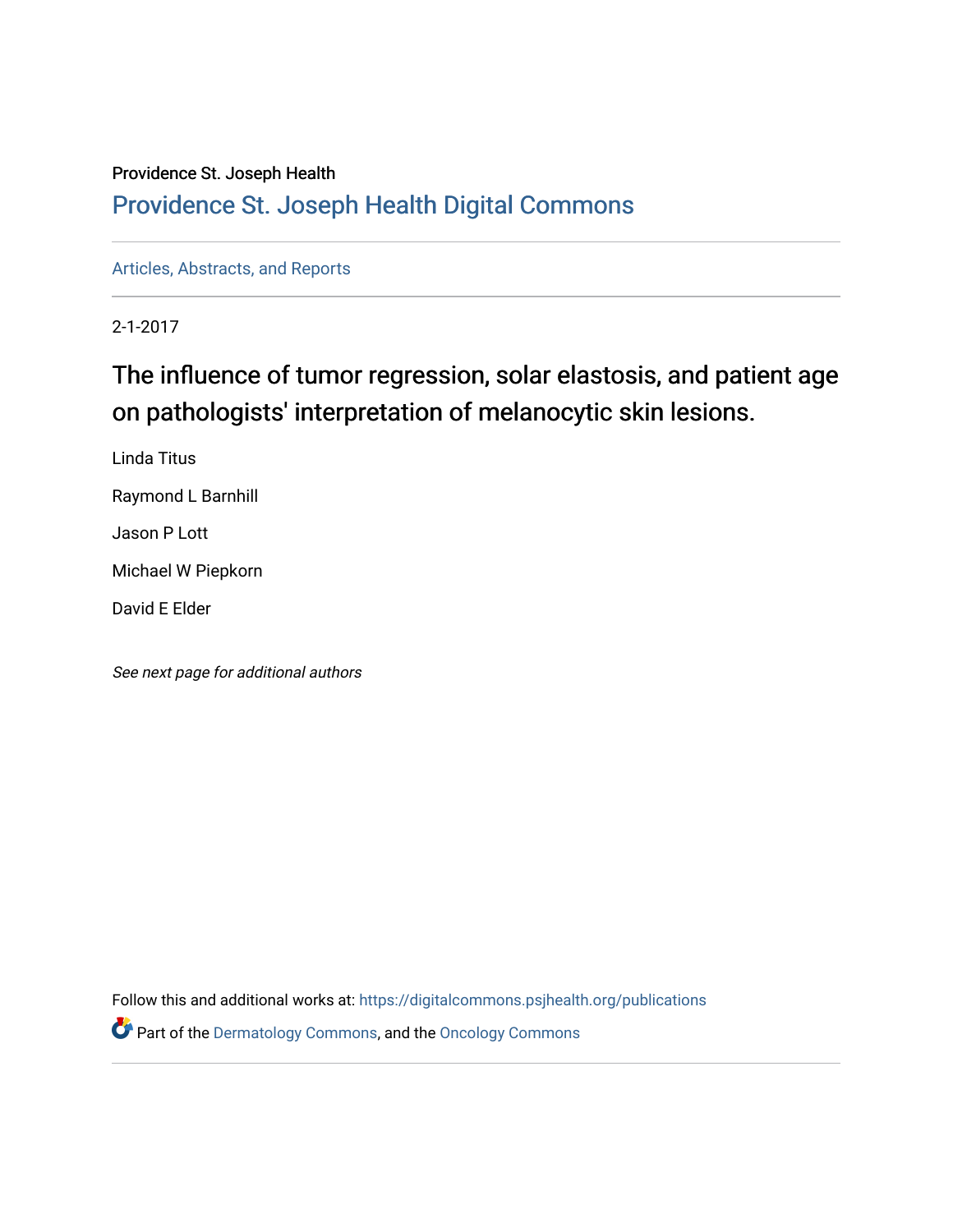Providence St. Joseph Health

## Providence St. Joseph Health Digital Commons

Articles, Abstracts, and Reports

2-1-2017

# The influence of tumor regression, solar elastosis, and patient age on pathologists' interpretation of melanocytic skin lesions.

Linda Titus

Raymond L Barnhill

Jason P Lott

Michael W Piepkorn

David E Elder

*See next page for additional authors*

Follow this and additional works at: https://digitalcommons.psjhealth.org/publications

Part of the Dermatology Commons, and the Oncology Commons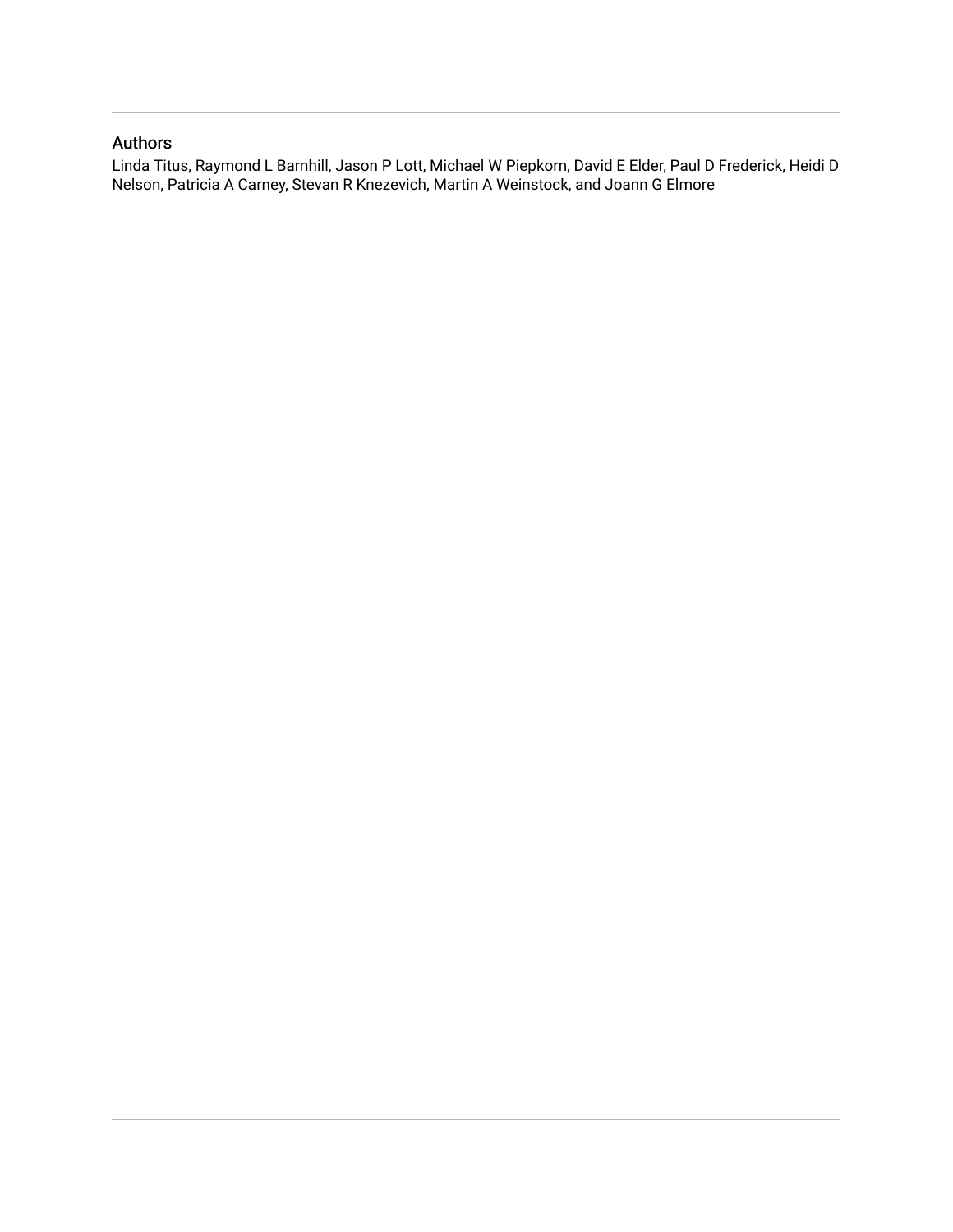## Authors

Linda Titus, Raymond L Barnhill, Jason P Lott, Michael W Piepkorn, David E Elder, Paul D Frederick, Heidi D Nelson, Patricia A Carney, Stevan R Knezevich, Martin A Weinstock, and Joann G Elmore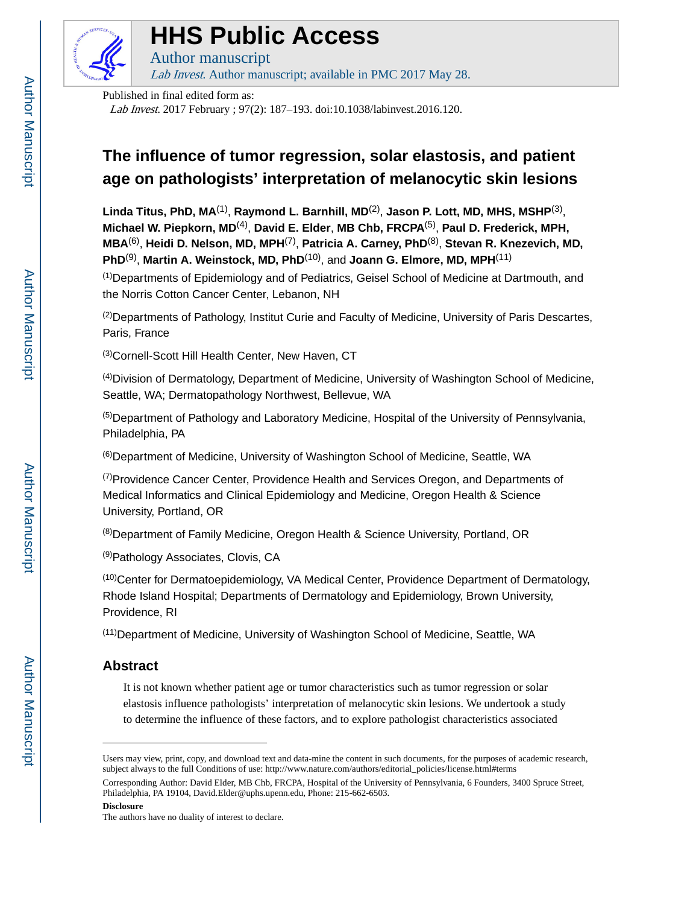Published in final edited form as:

*Lab Invest*. 2017 February ; 97(2): 187–193. doi:10.1038/labinvest.2016.120.

# The influence of tumor regression, solar elastosis, and patient age on pathologists' interpretation of melanocytic skin lesions

**Linda Titus, PhD, MA**[(1)], **Raymond L. Barnhill, MD**[(2)], **Jason P. Lott, MD, MHS, MSHP**[(3)], **Michael W. Piepkorn, MD**[(4)], **David E. Elder**, **MB Chb, FRCPA**[(5)], **Paul D. Frederick, MPH, MBA**[(6)], **Heidi D. Nelson, MD, MPH**[(7)], **Patricia A. Carney, PhD**[(8)], **Stevan R. Knezevich, MD, PhD**[(9)], **Martin A. Weinstock, MD, PhD**[(10)], and **Joann G. Elmore, MD, MPH**[(11)]

[(1)]Departments of Epidemiology and of Pediatrics, Geisel School of Medicine at Dartmouth, and the Norris Cotton Cancer Center, Lebanon, NH

[(2)]Departments of Pathology, Institut Curie and Faculty of Medicine, University of Paris Descartes, Paris, France

[(3)]Cornell-Scott Hill Health Center, New Haven, CT

[(4)]Division of Dermatology, Department of Medicine, University of Washington School of Medicine, Seattle, WA; Dermatopathology Northwest, Bellevue, WA

[(5)]Department of Pathology and Laboratory Medicine, Hospital of the University of Pennsylvania, Philadelphia, PA

[(6)]Department of Medicine, University of Washington School of Medicine, Seattle, WA

[(7)]Providence Cancer Center, Providence Health and Services Oregon, and Departments of Medical Informatics and Clinical Epidemiology and Medicine, Oregon Health & Science University, Portland, OR

[(8)]Department of Family Medicine, Oregon Health & Science University, Portland, OR

[(9)]Pathology Associates, Clovis, CA

[(10)]Center for Dermatoepidemiology, VA Medical Center, Providence Department of Dermatology, Rhode Island Hospital; Departments of Dermatology and Epidemiology, Brown University, Providence, RI

[(11)]Department of Medicine, University of Washington School of Medicine, Seattle, WA

## Abstract

It is not known whether patient age or tumor characteristics such as tumor regression or solar elastosis influence pathologists' interpretation of melanocytic skin lesions. We undertook a study to determine the influence of these factors, and to explore pathologist characteristics associated

---

Users may view, print, copy, and download text and data-mine the content in such documents, for the purposes of academic research, subject always to the full Conditions of use: http://www.nature.com/authors/editorial_policies/license.html#terms

Corresponding Author: David Elder, MB Chb, FRCPA, Hospital of the University of Pennsylvania, 6 Founders, 3400 Spruce Street, Philadelphia, PA 19104, David.Elder@uphs.upenn.edu, Phone: 215-662-6503.

**Disclosure**

The authors have no duality of interest to declare.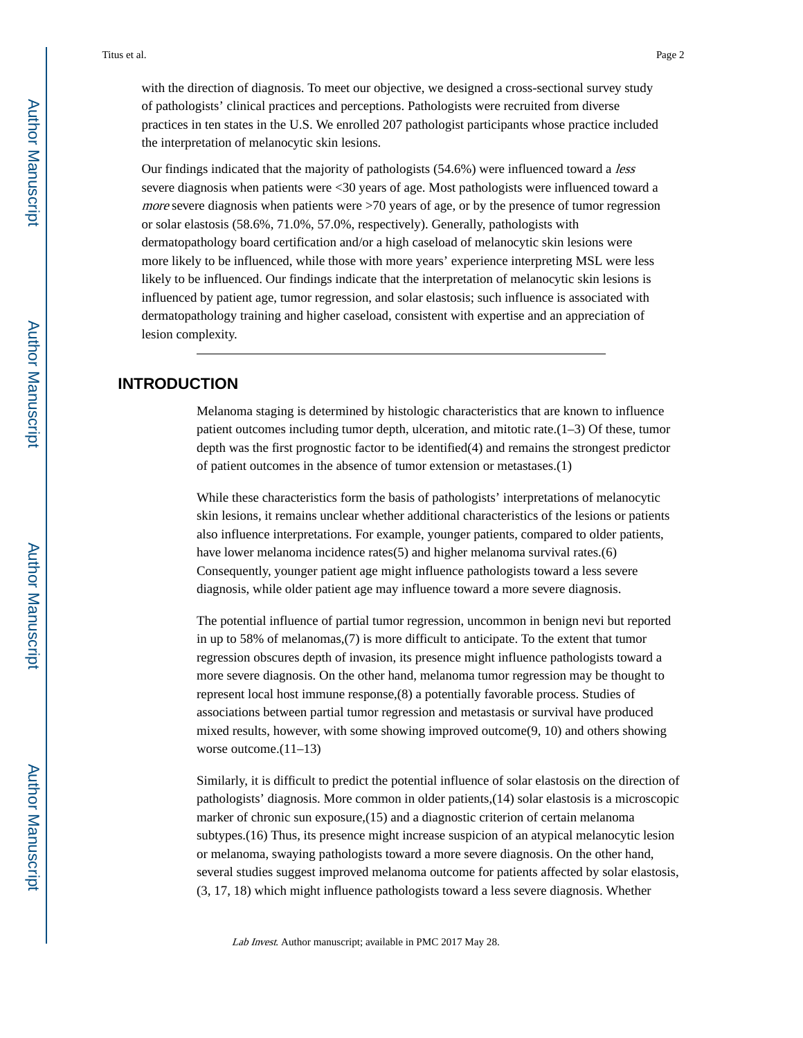with the direction of diagnosis. To meet our objective, we designed a cross-sectional survey study of pathologists' clinical practices and perceptions. Pathologists were recruited from diverse practices in ten states in the U.S. We enrolled 207 pathologist participants whose practice included the interpretation of melanocytic skin lesions.

Our findings indicated that the majority of pathologists (54.6%) were influenced toward a *less* severe diagnosis when patients were <30 years of age. Most pathologists were influenced toward a *more* severe diagnosis when patients were >70 years of age, or by the presence of tumor regression or solar elastosis (58.6%, 71.0%, 57.0%, respectively). Generally, pathologists with dermatopathology board certification and/or a high caseload of melanocytic skin lesions were more likely to be influenced, while those with more years' experience interpreting MSL were less likely to be influenced. Our findings indicate that the interpretation of melanocytic skin lesions is influenced by patient age, tumor regression, and solar elastosis; such influence is associated with dermatopathology training and higher caseload, consistent with expertise and an appreciation of lesion complexity.

## INTRODUCTION

Melanoma staging is determined by histologic characteristics that are known to influence patient outcomes including tumor depth, ulceration, and mitotic rate.(1–3) Of these, tumor depth was the first prognostic factor to be identified(4) and remains the strongest predictor of patient outcomes in the absence of tumor extension or metastases.(1)

While these characteristics form the basis of pathologists' interpretations of melanocytic skin lesions, it remains unclear whether additional characteristics of the lesions or patients also influence interpretations. For example, younger patients, compared to older patients, have lower melanoma incidence rates(5) and higher melanoma survival rates.(6) Consequently, younger patient age might influence pathologists toward a less severe diagnosis, while older patient age may influence toward a more severe diagnosis.

The potential influence of partial tumor regression, uncommon in benign nevi but reported in up to 58% of melanomas,(7) is more difficult to anticipate. To the extent that tumor regression obscures depth of invasion, its presence might influence pathologists toward a more severe diagnosis. On the other hand, melanoma tumor regression may be thought to represent local host immune response,(8) a potentially favorable process. Studies of associations between partial tumor regression and metastasis or survival have produced mixed results, however, with some showing improved outcome(9, 10) and others showing worse outcome.(11–13)

Similarly, it is difficult to predict the potential influence of solar elastosis on the direction of pathologists' diagnosis. More common in older patients,(14) solar elastosis is a microscopic marker of chronic sun exposure,(15) and a diagnostic criterion of certain melanoma subtypes.(16) Thus, its presence might increase suspicion of an atypical melanocytic lesion or melanoma, swaying pathologists toward a more severe diagnosis. On the other hand, several studies suggest improved melanoma outcome for patients affected by solar elastosis,(3, 17, 18) which might influence pathologists toward a less severe diagnosis. Whether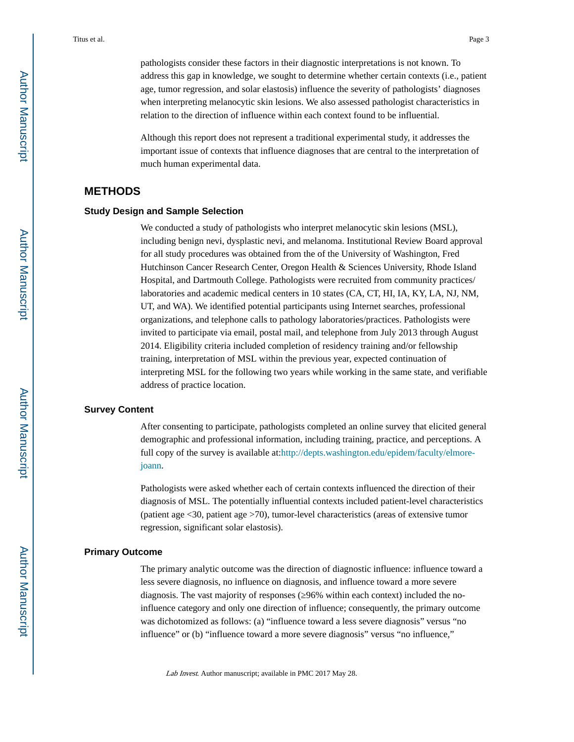pathologists consider these factors in their diagnostic interpretations is not known. To address this gap in knowledge, we sought to determine whether certain contexts (i.e., patient age, tumor regression, and solar elastosis) influence the severity of pathologists' diagnoses when interpreting melanocytic skin lesions. We also assessed pathologist characteristics in relation to the direction of influence within each context found to be influential.

Although this report does not represent a traditional experimental study, it addresses the important issue of contexts that influence diagnoses that are central to the interpretation of much human experimental data.

## METHODS

### Study Design and Sample Selection

We conducted a study of pathologists who interpret melanocytic skin lesions (MSL), including benign nevi, dysplastic nevi, and melanoma. Institutional Review Board approval for all study procedures was obtained from the of the University of Washington, Fred Hutchinson Cancer Research Center, Oregon Health & Sciences University, Rhode Island Hospital, and Dartmouth College. Pathologists were recruited from community practices/ laboratories and academic medical centers in 10 states (CA, CT, HI, IA, KY, LA, NJ, NM, UT, and WA). We identified potential participants using Internet searches, professional organizations, and telephone calls to pathology laboratories/practices. Pathologists were invited to participate via email, postal mail, and telephone from July 2013 through August 2014. Eligibility criteria included completion of residency training and/or fellowship training, interpretation of MSL within the previous year, expected continuation of interpreting MSL for the following two years while working in the same state, and verifiable address of practice location.

### Survey Content

After consenting to participate, pathologists completed an online survey that elicited general demographic and professional information, including training, practice, and perceptions. A full copy of the survey is available at:http://depts.washington.edu/epidem/faculty/elmore-joann.

Pathologists were asked whether each of certain contexts influenced the direction of their diagnosis of MSL. The potentially influential contexts included patient-level characteristics (patient age <30, patient age >70), tumor-level characteristics (areas of extensive tumor regression, significant solar elastosis).

### Primary Outcome

The primary analytic outcome was the direction of diagnostic influence: influence toward a less severe diagnosis, no influence on diagnosis, and influence toward a more severe diagnosis. The vast majority of responses (≥96% within each context) included the no-influence category and only one direction of influence; consequently, the primary outcome was dichotomized as follows: (a) "influence toward a less severe diagnosis" versus "no influence" or (b) "influence toward a more severe diagnosis" versus "no influence,"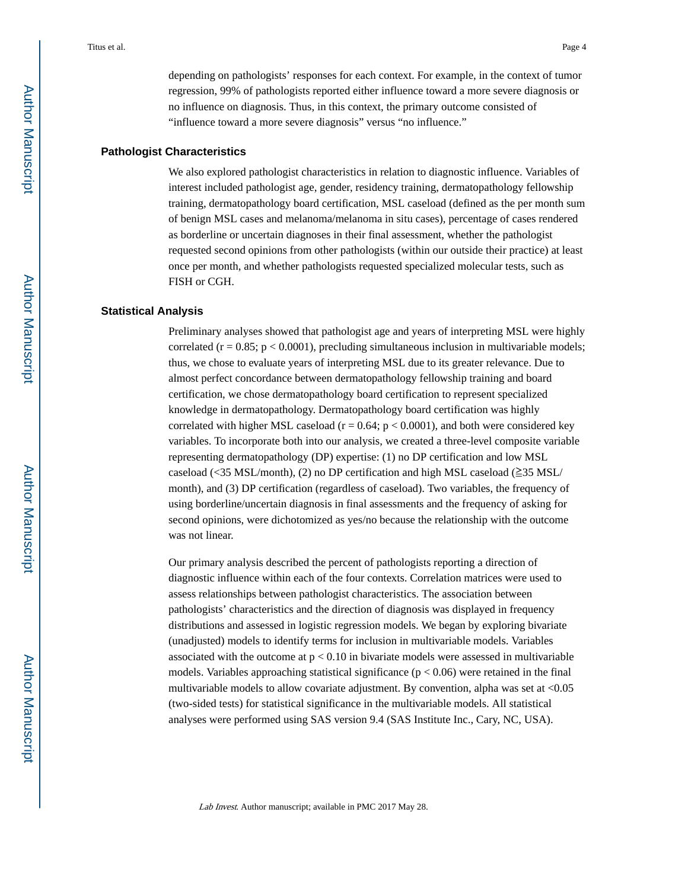depending on pathologists' responses for each context. For example, in the context of tumor regression, 99% of pathologists reported either influence toward a more severe diagnosis or no influence on diagnosis. Thus, in this context, the primary outcome consisted of "influence toward a more severe diagnosis" versus "no influence."

## Pathologist Characteristics

We also explored pathologist characteristics in relation to diagnostic influence. Variables of interest included pathologist age, gender, residency training, dermatopathology fellowship training, dermatopathology board certification, MSL caseload (defined as the per month sum of benign MSL cases and melanoma/melanoma in situ cases), percentage of cases rendered as borderline or uncertain diagnoses in their final assessment, whether the pathologist requested second opinions from other pathologists (within our outside their practice) at least once per month, and whether pathologists requested specialized molecular tests, such as FISH or CGH.

## Statistical Analysis

Preliminary analyses showed that pathologist age and years of interpreting MSL were highly correlated ($r = 0.85$; $p < 0.0001$), precluding simultaneous inclusion in multivariable models; thus, we chose to evaluate years of interpreting MSL due to its greater relevance. Due to almost perfect concordance between dermatopathology fellowship training and board certification, we chose dermatopathology board certification to represent specialized knowledge in dermatopathology. Dermatopathology board certification was highly correlated with higher MSL caseload ($r = 0.64$; $p < 0.0001$), and both were considered key variables. To incorporate both into our analysis, we created a three-level composite variable representing dermatopathology (DP) expertise: (1) no DP certification and low MSL caseload (<35 MSL/month), (2) no DP certification and high MSL caseload (≧35 MSL/month), and (3) DP certification (regardless of caseload). Two variables, the frequency of using borderline/uncertain diagnosis in final assessments and the frequency of asking for second opinions, were dichotomized as yes/no because the relationship with the outcome was not linear.

Our primary analysis described the percent of pathologists reporting a direction of diagnostic influence within each of the four contexts. Correlation matrices were used to assess relationships between pathologist characteristics. The association between pathologists' characteristics and the direction of diagnosis was displayed in frequency distributions and assessed in logistic regression models. We began by exploring bivariate (unadjusted) models to identify terms for inclusion in multivariable models. Variables associated with the outcome at $p < 0.10$ in bivariate models were assessed in multivariable models. Variables approaching statistical significance ($p < 0.06$) were retained in the final multivariable models to allow covariate adjustment. By convention, alpha was set at <0.05 (two-sided tests) for statistical significance in the multivariable models. All statistical analyses were performed using SAS version 9.4 (SAS Institute Inc., Cary, NC, USA).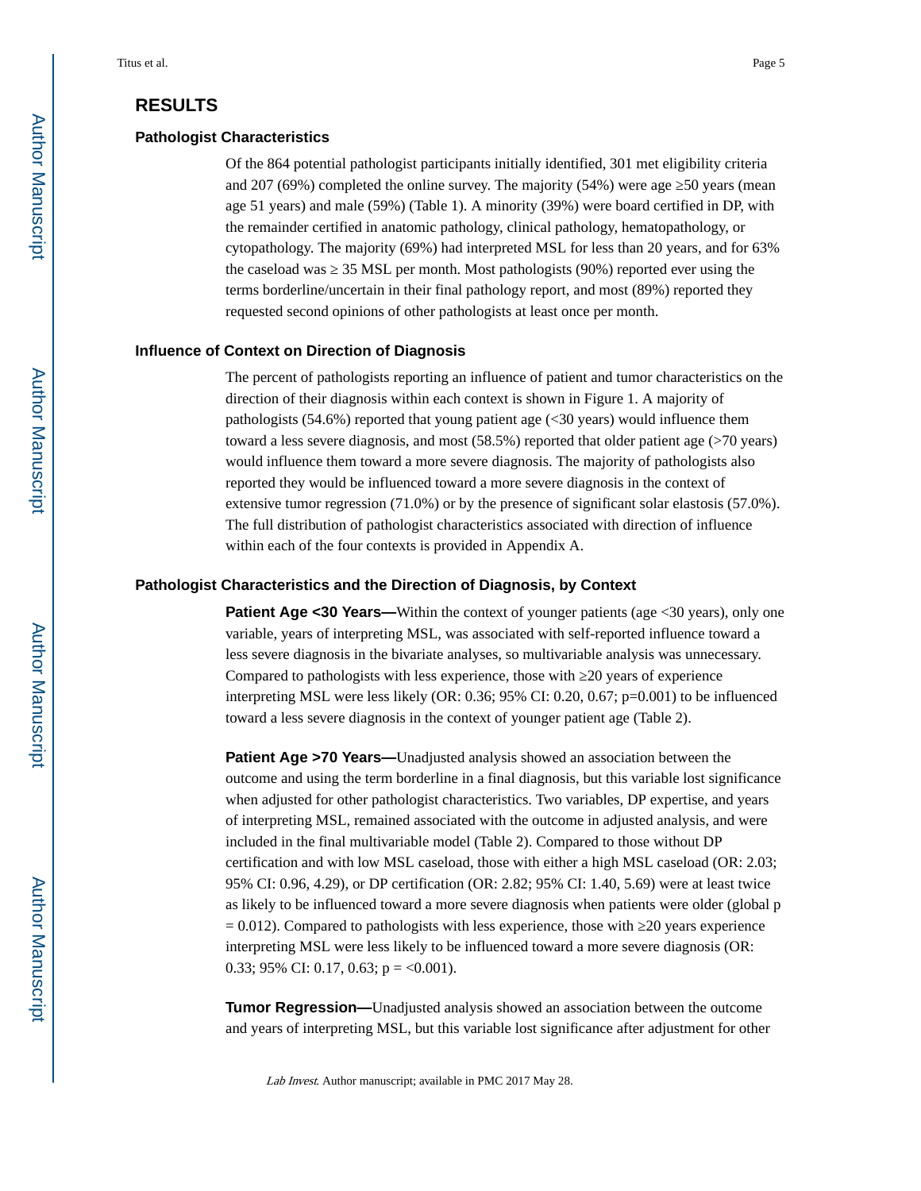## RESULTS

### Pathologist Characteristics

Of the 864 potential pathologist participants initially identified, 301 met eligibility criteria and 207 (69%) completed the online survey. The majority (54%) were age ≥50 years (mean age 51 years) and male (59%) (Table 1). A minority (39%) were board certified in DP, with the remainder certified in anatomic pathology, clinical pathology, hematopathology, or cytopathology. The majority (69%) had interpreted MSL for less than 20 years, and for 63% the caseload was ≥ 35 MSL per month. Most pathologists (90%) reported ever using the terms borderline/uncertain in their final pathology report, and most (89%) reported they requested second opinions of other pathologists at least once per month.

### Influence of Context on Direction of Diagnosis

The percent of pathologists reporting an influence of patient and tumor characteristics on the direction of their diagnosis within each context is shown in Figure 1. A majority of pathologists (54.6%) reported that young patient age (<30 years) would influence them toward a less severe diagnosis, and most (58.5%) reported that older patient age (>70 years) would influence them toward a more severe diagnosis. The majority of pathologists also reported they would be influenced toward a more severe diagnosis in the context of extensive tumor regression (71.0%) or by the presence of significant solar elastosis (57.0%). The full distribution of pathologist characteristics associated with direction of influence within each of the four contexts is provided in Appendix A.

### Pathologist Characteristics and the Direction of Diagnosis, by Context

**Patient Age <30 Years—**Within the context of younger patients (age <30 years), only one variable, years of interpreting MSL, was associated with self-reported influence toward a less severe diagnosis in the bivariate analyses, so multivariable analysis was unnecessary. Compared to pathologists with less experience, those with ≥20 years of experience interpreting MSL were less likely (OR: 0.36; 95% CI: 0.20, 0.67; p=0.001) to be influenced toward a less severe diagnosis in the context of younger patient age (Table 2).

**Patient Age >70 Years—**Unadjusted analysis showed an association between the outcome and using the term borderline in a final diagnosis, but this variable lost significance when adjusted for other pathologist characteristics. Two variables, DP expertise, and years of interpreting MSL, remained associated with the outcome in adjusted analysis, and were included in the final multivariable model (Table 2). Compared to those without DP certification and with low MSL caseload, those with either a high MSL caseload (OR: 2.03; 95% CI: 0.96, 4.29), or DP certification (OR: 2.82; 95% CI: 1.40, 5.69) were at least twice as likely to be influenced toward a more severe diagnosis when patients were older (global p = 0.012). Compared to pathologists with less experience, those with ≥20 years experience interpreting MSL were less likely to be influenced toward a more severe diagnosis (OR: 0.33; 95% CI: 0.17, 0.63; p = <0.001).

**Tumor Regression—**Unadjusted analysis showed an association between the outcome and years of interpreting MSL, but this variable lost significance after adjustment for other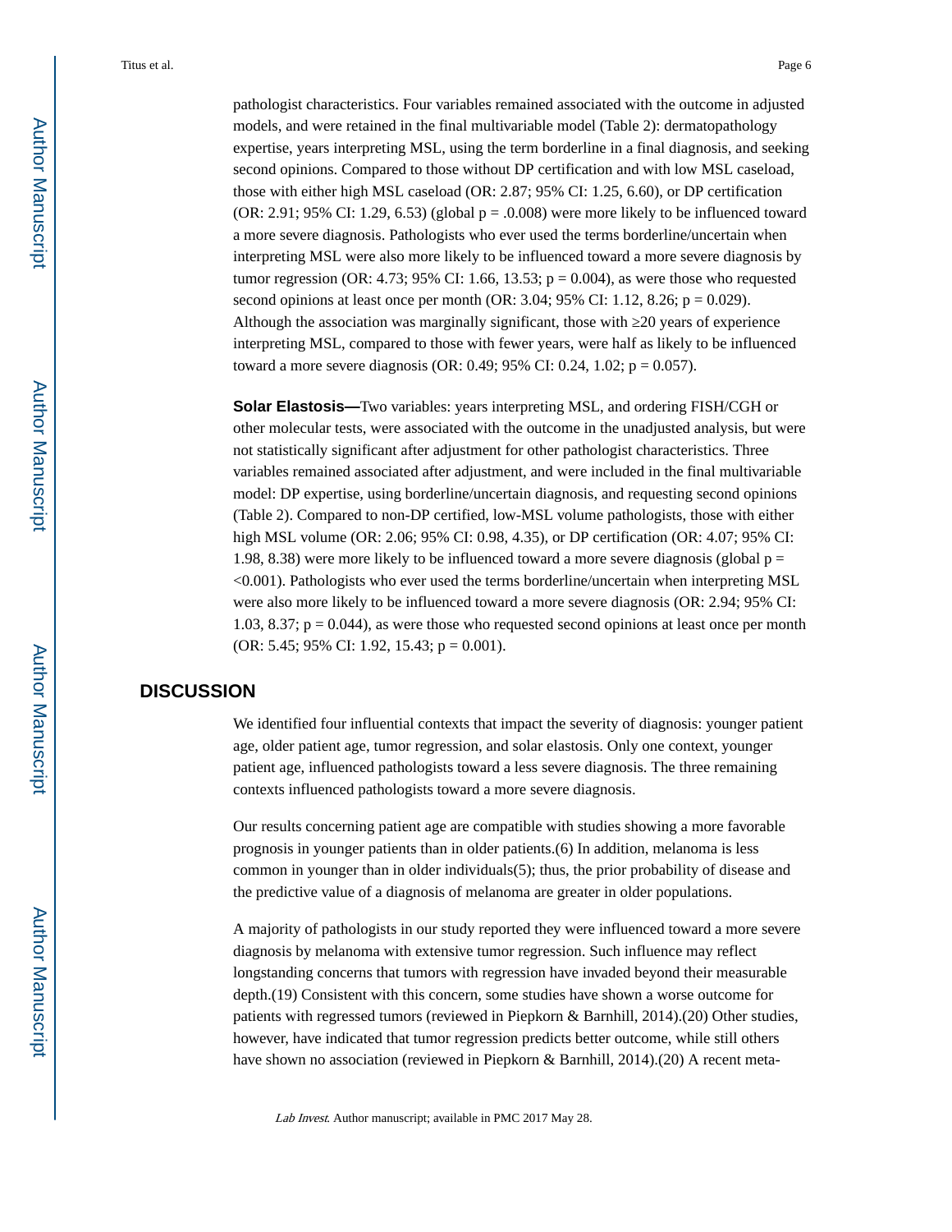pathologist characteristics. Four variables remained associated with the outcome in adjusted models, and were retained in the final multivariable model (Table 2): dermatopathology expertise, years interpreting MSL, using the term borderline in a final diagnosis, and seeking second opinions. Compared to those without DP certification and with low MSL caseload, those with either high MSL caseload (OR: 2.87; 95% CI: 1.25, 6.60), or DP certification (OR: 2.91; 95% CI: 1.29, 6.53) (global p = .0.008) were more likely to be influenced toward a more severe diagnosis. Pathologists who ever used the terms borderline/uncertain when interpreting MSL were also more likely to be influenced toward a more severe diagnosis by tumor regression (OR: 4.73; 95% CI: 1.66, 13.53; p = 0.004), as were those who requested second opinions at least once per month (OR: 3.04; 95% CI: 1.12, 8.26; p = 0.029). Although the association was marginally significant, those with ≥20 years of experience interpreting MSL, compared to those with fewer years, were half as likely to be influenced toward a more severe diagnosis (OR: 0.49; 95% CI: 0.24, 1.02; p = 0.057).

**Solar Elastosis—**Two variables: years interpreting MSL, and ordering FISH/CGH or other molecular tests, were associated with the outcome in the unadjusted analysis, but were not statistically significant after adjustment for other pathologist characteristics. Three variables remained associated after adjustment, and were included in the final multivariable model: DP expertise, using borderline/uncertain diagnosis, and requesting second opinions (Table 2). Compared to non-DP certified, low-MSL volume pathologists, those with either high MSL volume (OR: 2.06; 95% CI: 0.98, 4.35), or DP certification (OR: 4.07; 95% CI: 1.98, 8.38) were more likely to be influenced toward a more severe diagnosis (global p = <0.001). Pathologists who ever used the terms borderline/uncertain when interpreting MSL were also more likely to be influenced toward a more severe diagnosis (OR: 2.94; 95% CI: 1.03, 8.37; p = 0.044), as were those who requested second opinions at least once per month (OR: 5.45; 95% CI: 1.92, 15.43; p = 0.001).

## DISCUSSION

We identified four influential contexts that impact the severity of diagnosis: younger patient age, older patient age, tumor regression, and solar elastosis. Only one context, younger patient age, influenced pathologists toward a less severe diagnosis. The three remaining contexts influenced pathologists toward a more severe diagnosis.

Our results concerning patient age are compatible with studies showing a more favorable prognosis in younger patients than in older patients.(6) In addition, melanoma is less common in younger than in older individuals(5); thus, the prior probability of disease and the predictive value of a diagnosis of melanoma are greater in older populations.

A majority of pathologists in our study reported they were influenced toward a more severe diagnosis by melanoma with extensive tumor regression. Such influence may reflect longstanding concerns that tumors with regression have invaded beyond their measurable depth.(19) Consistent with this concern, some studies have shown a worse outcome for patients with regressed tumors (reviewed in Piepkorn & Barnhill, 2014).(20) Other studies, however, have indicated that tumor regression predicts better outcome, while still others have shown no association (reviewed in Piepkorn & Barnhill, 2014).(20) A recent meta-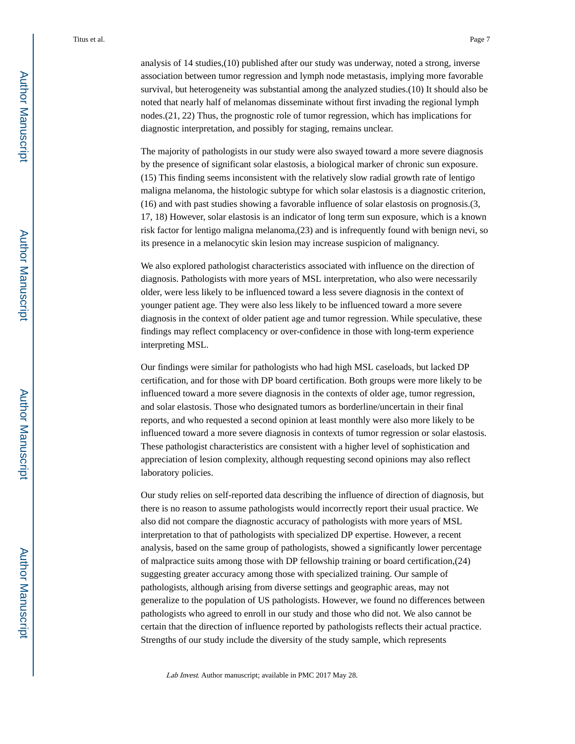analysis of 14 studies,(10) published after our study was underway, noted a strong, inverse association between tumor regression and lymph node metastasis, implying more favorable survival, but heterogeneity was substantial among the analyzed studies.(10) It should also be noted that nearly half of melanomas disseminate without first invading the regional lymph nodes.(21, 22) Thus, the prognostic role of tumor regression, which has implications for diagnostic interpretation, and possibly for staging, remains unclear.

The majority of pathologists in our study were also swayed toward a more severe diagnosis by the presence of significant solar elastosis, a biological marker of chronic sun exposure.(15) This finding seems inconsistent with the relatively slow radial growth rate of lentigo maligna melanoma, the histologic subtype for which solar elastosis is a diagnostic criterion,(16) and with past studies showing a favorable influence of solar elastosis on prognosis.(3, 17, 18) However, solar elastosis is an indicator of long term sun exposure, which is a known risk factor for lentigo maligna melanoma,(23) and is infrequently found with benign nevi, so its presence in a melanocytic skin lesion may increase suspicion of malignancy.

We also explored pathologist characteristics associated with influence on the direction of diagnosis. Pathologists with more years of MSL interpretation, who also were necessarily older, were less likely to be influenced toward a less severe diagnosis in the context of younger patient age. They were also less likely to be influenced toward a more severe diagnosis in the context of older patient age and tumor regression. While speculative, these findings may reflect complacency or over-confidence in those with long-term experience interpreting MSL.

Our findings were similar for pathologists who had high MSL caseloads, but lacked DP certification, and for those with DP board certification. Both groups were more likely to be influenced toward a more severe diagnosis in the contexts of older age, tumor regression, and solar elastosis. Those who designated tumors as borderline/uncertain in their final reports, and who requested a second opinion at least monthly were also more likely to be influenced toward a more severe diagnosis in contexts of tumor regression or solar elastosis. These pathologist characteristics are consistent with a higher level of sophistication and appreciation of lesion complexity, although requesting second opinions may also reflect laboratory policies.

Our study relies on self-reported data describing the influence of direction of diagnosis, but there is no reason to assume pathologists would incorrectly report their usual practice. We also did not compare the diagnostic accuracy of pathologists with more years of MSL interpretation to that of pathologists with specialized DP expertise. However, a recent analysis, based on the same group of pathologists, showed a significantly lower percentage of malpractice suits among those with DP fellowship training or board certification,(24) suggesting greater accuracy among those with specialized training. Our sample of pathologists, although arising from diverse settings and geographic areas, may not generalize to the population of US pathologists. However, we found no differences between pathologists who agreed to enroll in our study and those who did not. We also cannot be certain that the direction of influence reported by pathologists reflects their actual practice. Strengths of our study include the diversity of the study sample, which represents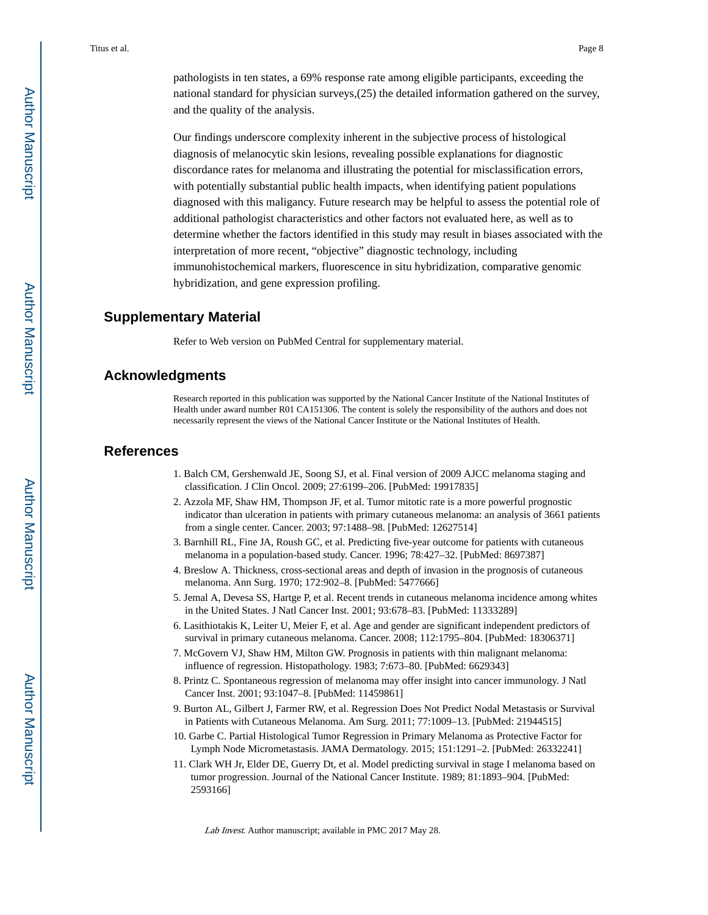pathologists in ten states, a 69% response rate among eligible participants, exceeding the national standard for physician surveys,(25) the detailed information gathered on the survey, and the quality of the analysis.

Our findings underscore complexity inherent in the subjective process of histological diagnosis of melanocytic skin lesions, revealing possible explanations for diagnostic discordance rates for melanoma and illustrating the potential for misclassification errors, with potentially substantial public health impacts, when identifying patient populations diagnosed with this maligancy. Future research may be helpful to assess the potential role of additional pathologist characteristics and other factors not evaluated here, as well as to determine whether the factors identified in this study may result in biases associated with the interpretation of more recent, "objective" diagnostic technology, including immunohistochemical markers, fluorescence in situ hybridization, comparative genomic hybridization, and gene expression profiling.

## Supplementary Material

Refer to Web version on PubMed Central for supplementary material.

## Acknowledgments

Research reported in this publication was supported by the National Cancer Institute of the National Institutes of Health under award number R01 CA151306. The content is solely the responsibility of the authors and does not necessarily represent the views of the National Cancer Institute or the National Institutes of Health.

## References

1. Balch CM, Gershenwald JE, Soong SJ, et al. Final version of 2009 AJCC melanoma staging and classification. J Clin Oncol. 2009; 27:6199–206. [PubMed: 19917835]
2. Azzola MF, Shaw HM, Thompson JF, et al. Tumor mitotic rate is a more powerful prognostic indicator than ulceration in patients with primary cutaneous melanoma: an analysis of 3661 patients from a single center. Cancer. 2003; 97:1488–98. [PubMed: 12627514]
3. Barnhill RL, Fine JA, Roush GC, et al. Predicting five-year outcome for patients with cutaneous melanoma in a population-based study. Cancer. 1996; 78:427–32. [PubMed: 8697387]
4. Breslow A. Thickness, cross-sectional areas and depth of invasion in the prognosis of cutaneous melanoma. Ann Surg. 1970; 172:902–8. [PubMed: 5477666]
5. Jemal A, Devesa SS, Hartge P, et al. Recent trends in cutaneous melanoma incidence among whites in the United States. J Natl Cancer Inst. 2001; 93:678–83. [PubMed: 11333289]
6. Lasithiotakis K, Leiter U, Meier F, et al. Age and gender are significant independent predictors of survival in primary cutaneous melanoma. Cancer. 2008; 112:1795–804. [PubMed: 18306371]
7. McGovern VJ, Shaw HM, Milton GW. Prognosis in patients with thin malignant melanoma: influence of regression. Histopathology. 1983; 7:673–80. [PubMed: 6629343]
8. Printz C. Spontaneous regression of melanoma may offer insight into cancer immunology. J Natl Cancer Inst. 2001; 93:1047–8. [PubMed: 11459861]
9. Burton AL, Gilbert J, Farmer RW, et al. Regression Does Not Predict Nodal Metastasis or Survival in Patients with Cutaneous Melanoma. Am Surg. 2011; 77:1009–13. [PubMed: 21944515]
10. Garbe C. Partial Histological Tumor Regression in Primary Melanoma as Protective Factor for Lymph Node Micrometastasis. JAMA Dermatology. 2015; 151:1291–2. [PubMed: 26332241]
11. Clark WH Jr, Elder DE, Guerry Dt, et al. Model predicting survival in stage I melanoma based on tumor progression. Journal of the National Cancer Institute. 1989; 81:1893–904. [PubMed: 2593166]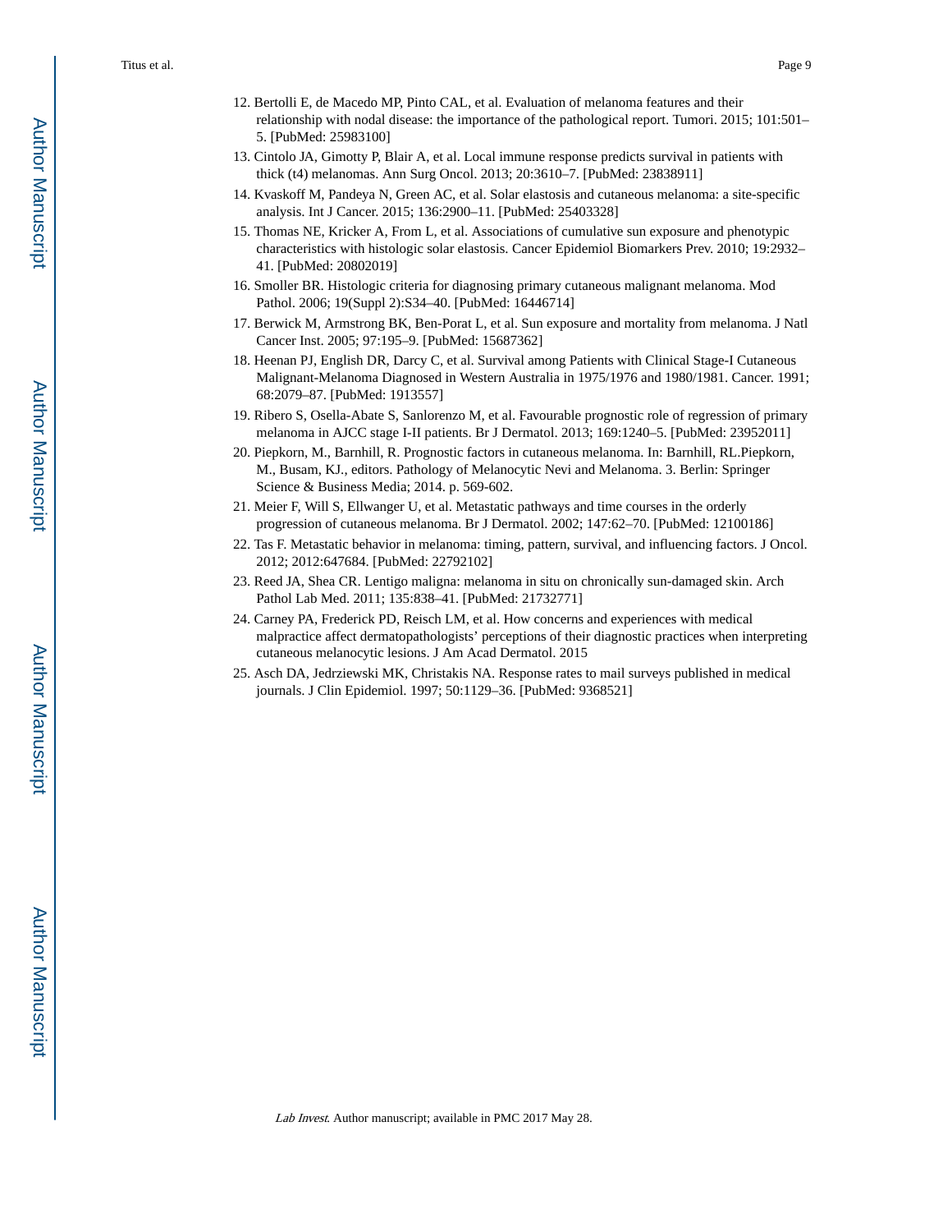12. Bertolli E, de Macedo MP, Pinto CAL, et al. Evaluation of melanoma features and their relationship with nodal disease: the importance of the pathological report. Tumori. 2015; 101:501–5. [PubMed: 25983100]
13. Cintolo JA, Gimotty P, Blair A, et al. Local immune response predicts survival in patients with thick (t4) melanomas. Ann Surg Oncol. 2013; 20:3610–7. [PubMed: 23838911]
14. Kvaskoff M, Pandeya N, Green AC, et al. Solar elastosis and cutaneous melanoma: a site-specific analysis. Int J Cancer. 2015; 136:2900–11. [PubMed: 25403328]
15. Thomas NE, Kricker A, From L, et al. Associations of cumulative sun exposure and phenotypic characteristics with histologic solar elastosis. Cancer Epidemiol Biomarkers Prev. 2010; 19:2932–41. [PubMed: 20802019]
16. Smoller BR. Histologic criteria for diagnosing primary cutaneous malignant melanoma. Mod Pathol. 2006; 19(Suppl 2):S34–40. [PubMed: 16446714]
17. Berwick M, Armstrong BK, Ben-Porat L, et al. Sun exposure and mortality from melanoma. J Natl Cancer Inst. 2005; 97:195–9. [PubMed: 15687362]
18. Heenan PJ, English DR, Darcy C, et al. Survival among Patients with Clinical Stage-I Cutaneous Malignant-Melanoma Diagnosed in Western Australia in 1975/1976 and 1980/1981. Cancer. 1991; 68:2079–87. [PubMed: 1913557]
19. Ribero S, Osella-Abate S, Sanlorenzo M, et al. Favourable prognostic role of regression of primary melanoma in AJCC stage I-II patients. Br J Dermatol. 2013; 169:1240–5. [PubMed: 23952011]
20. Piepkorn, M., Barnhill, R. Prognostic factors in cutaneous melanoma. In: Barnhill, RL.Piepkorn, M., Busam, KJ., editors. Pathology of Melanocytic Nevi and Melanoma. 3. Berlin: Springer Science & Business Media; 2014. p. 569-602.
21. Meier F, Will S, Ellwanger U, et al. Metastatic pathways and time courses in the orderly progression of cutaneous melanoma. Br J Dermatol. 2002; 147:62–70. [PubMed: 12100186]
22. Tas F. Metastatic behavior in melanoma: timing, pattern, survival, and influencing factors. J Oncol. 2012; 2012:647684. [PubMed: 22792102]
23. Reed JA, Shea CR. Lentigo maligna: melanoma in situ on chronically sun-damaged skin. Arch Pathol Lab Med. 2011; 135:838–41. [PubMed: 21732771]
24. Carney PA, Frederick PD, Reisch LM, et al. How concerns and experiences with medical malpractice affect dermatopathologists' perceptions of their diagnostic practices when interpreting cutaneous melanocytic lesions. J Am Acad Dermatol. 2015
25. Asch DA, Jedrziewski MK, Christakis NA. Response rates to mail surveys published in medical journals. J Clin Epidemiol. 1997; 50:1129–36. [PubMed: 9368521]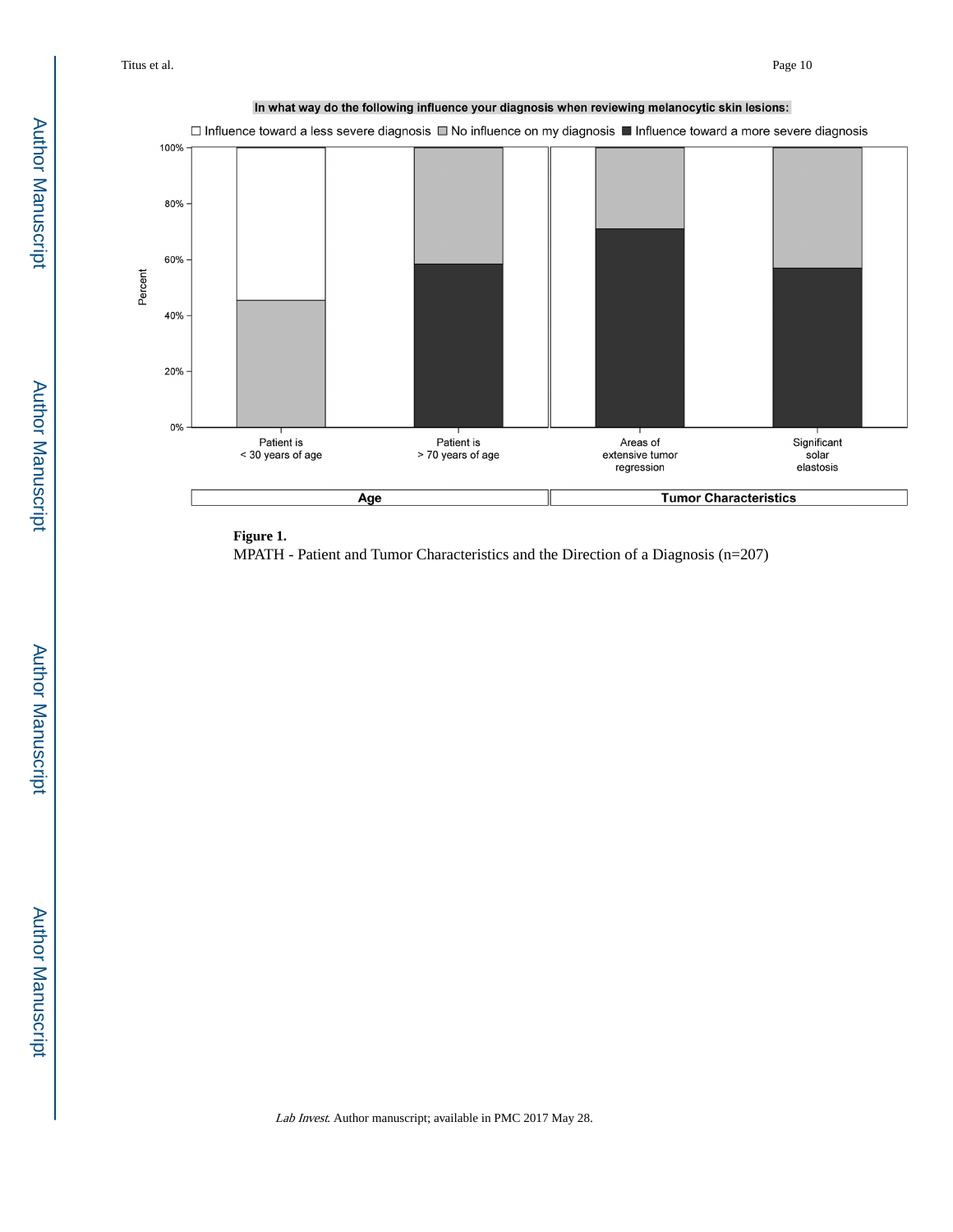**Figure 1.**

MPATH - Patient and Tumor Characteristics and the Direction of a Diagnosis (n=207)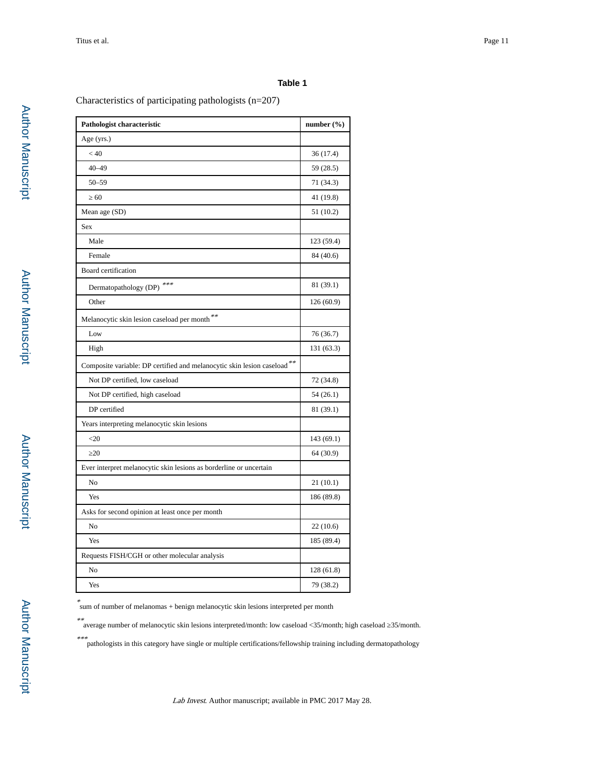**Table 1**

Characteristics of participating pathologists (n=207)

| Pathologist characteristic | number (%) |
|---|---|
| Age (yrs.) | |
| < 40 | 36 (17.4) |
| 40–49 | 59 (28.5) |
| 50–59 | 71 (34.3) |
| ≥ 60 | 41 (19.8) |
| Mean age (SD) | 51 (10.2) |
| Sex | |
| Male | 123 (59.4) |
| Female | 84 (40.6) |
| Board certification | |
| Dermatopathology (DP) *** | 81 (39.1) |
| Other | 126 (60.9) |
| Melanocytic skin lesion caseload per month ** | |
| Low | 76 (36.7) |
| High | 131 (63.3) |
| Composite variable: DP certified and melanocytic skin lesion caseload ** | |
| Not DP certified, low caseload | 72 (34.8) |
| Not DP certified, high caseload | 54 (26.1) |
| DP certified | 81 (39.1) |
| Years interpreting melanocytic skin lesions | |
| <20 | 143 (69.1) |
| ≥20 | 64 (30.9) |
| Ever interpret melanocytic skin lesions as borderline or uncertain | |
| No | 21 (10.1) |
| Yes | 186 (89.8) |
| Asks for second opinion at least once per month | |
| No | 22 (10.6) |
| Yes | 185 (89.4) |
| Requests FISH/CGH or other molecular analysis | |
| No | 128 (61.8) |
| Yes | 79 (38.2) |

* sum of number of melanomas + benign melanocytic skin lesions interpreted per month

** average number of melanocytic skin lesions interpreted/month: low caseload <35/month; high caseload ≥35/month.

*** pathologists in this category have single or multiple certifications/fellowship training including dermatopathology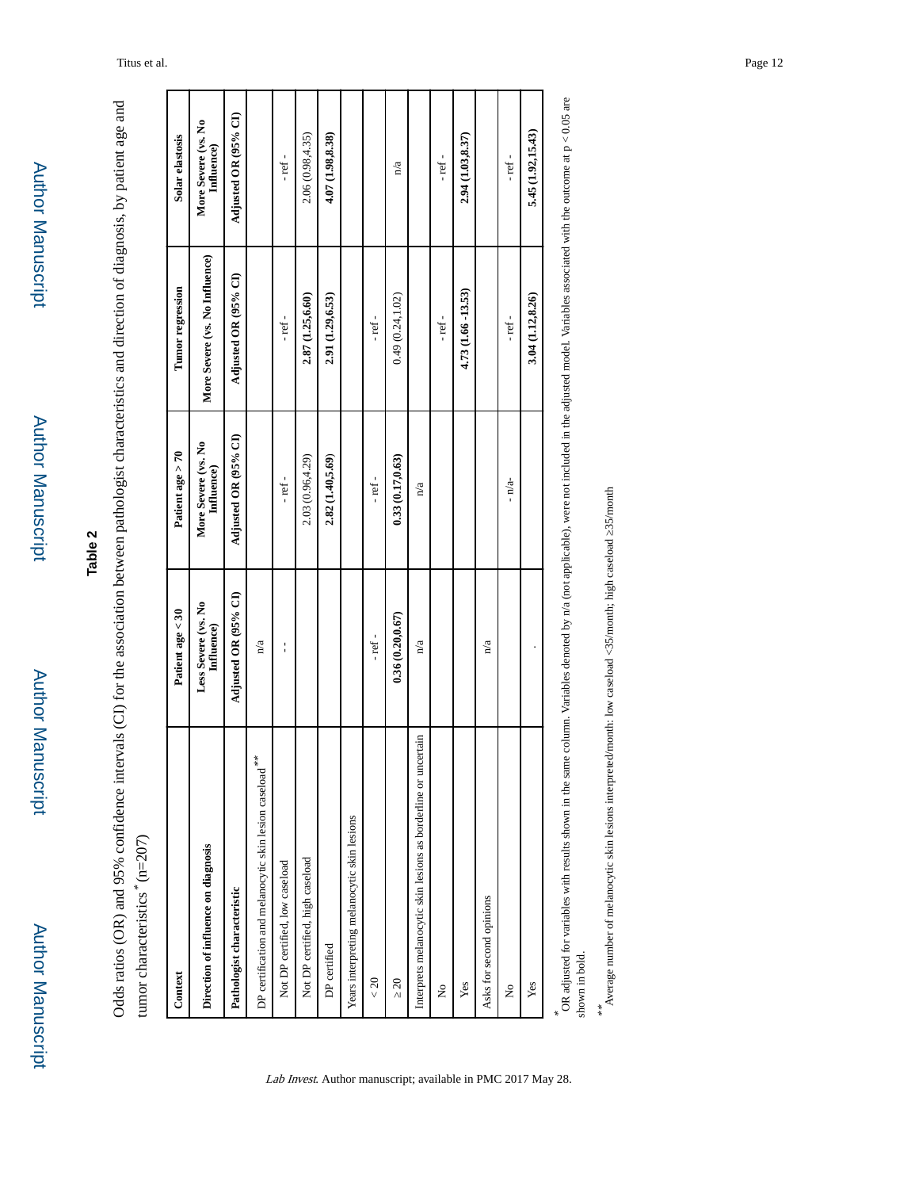## Table 2

Odds ratios (OR) and 95% confidence intervals (CI) for the association between pathologist characteristics and direction of diagnosis, by patient age and tumor characteristics [*] (n=207)

| Context | Patient age < 30 | Patient age > 70 | Tumor regression | Solar elastosis |
|---|---|---|---|---|
| **Direction of influence on diagnosis** | **Less Severe (vs. No Influence)** | **More Severe (vs. No Influence)** | **More Severe (vs. No Influence)** | **More Severe (vs. No Influence)** |
| **Pathologist characteristic** | **Adjusted OR (95% CI)** | **Adjusted OR (95% CI)** | **Adjusted OR (95% CI)** | **Adjusted OR (95% CI)** |
| DP certification and melanocytic skin lesion caseload [**] | n/a | | | |
| Not DP certified, low caseload | - - | - ref - | - ref - | - ref - |
| Not DP certified, high caseload | | 2.03 (0.96,4.29) | **2.87 (1.25,6.60)** | 2.06 (0.98,4.35) |
| DP certified | | **2.82 (1.40,5.69)** | **2.91 (1.29,6.53)** | **4.07 (1.98,8.38)** |
| Years interpreting melanocytic skin lesions | | | | |
| < 20 | - ref - | - ref - | - ref - | n/a |
| ≥ 20 | **0.36 (0.20,0.67)** | **0.33 (0.17,0.63)** | 0.49 (0.24,1.02) | |
| Interprets melanocytic skin lesions as borderline or uncertain | n/a | n/a | | |
| No | | | - ref - | - ref - |
| Yes | | | **4.73 (1.66 -13.53)** | **2.94 (1.03,8.37)** |
| Asks for second opinions | n/a | | | |
| No | | - n/a- | - ref - | - ref - |
| Yes | . | | **3.04 (1.12,8.26)** | **5.45 (1.92,15.43)** |

[*] OR adjusted for variables with results shown in the same column. Variables denoted by n/a (not applicable), were not included in the adjusted model. Variables associated with the outcome at $p < 0.05$ are shown in bold.

[**] Average number of melanocytic skin lesions interpreted/month: low caseload <35/month; high caseload ≥35/month